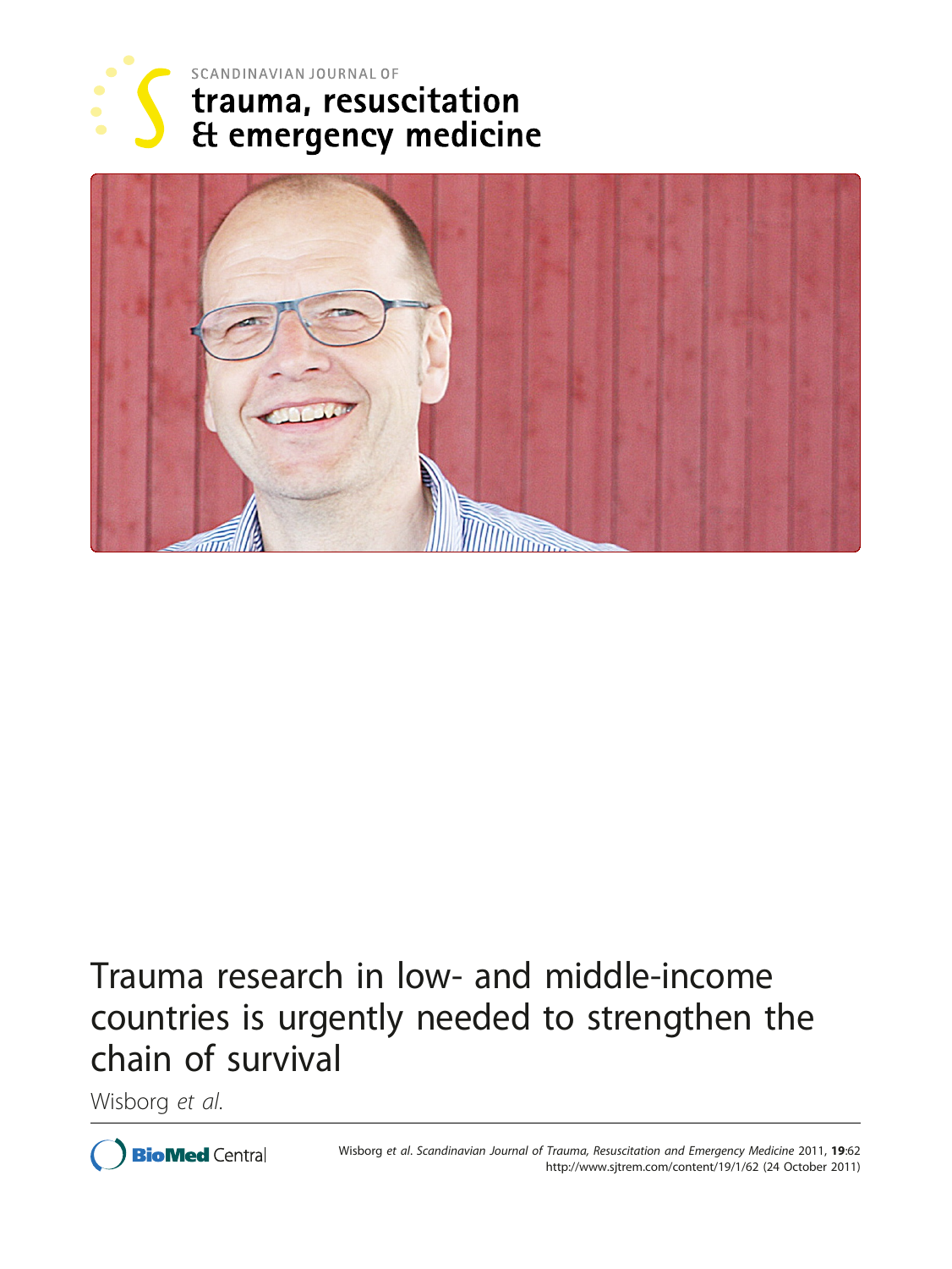SCANDINAVIAN JOURNAL OF
trauma, resuscitation & emergency medicine

# Trauma research in low- and middle-income countries is urgently needed to strengthen the chain of survival

Wisborg *et al.*

Wisborg *et al. Scandinavian Journal of Trauma, Resuscitation and Emergency Medicine* 2011, **19**:62
http://www.sjtrem.com/content/19/1/62 (24 October 2011)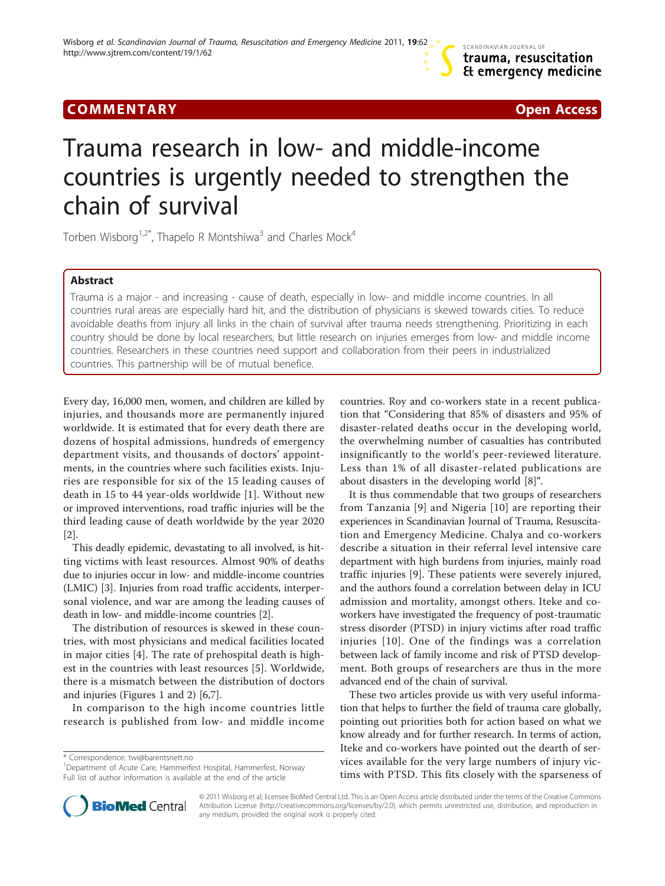# COMMENTARY

# Trauma research in low- and middle-income countries is urgently needed to strengthen the chain of survival

Torben Wisborg[1,2*], Thapelo R Montshiwa[3] and Charles Mock[4]

## Abstract

Trauma is a major - and increasing - cause of death, especially in low- and middle income countries. In all countries rural areas are especially hard hit, and the distribution of physicians is skewed towards cities. To reduce avoidable deaths from injury all links in the chain of survival after trauma needs strengthening. Prioritizing in each country should be done by local researchers, but little research on injuries emerges from low- and middle income countries. Researchers in these countries need support and collaboration from their peers in industrialized countries. This partnership will be of mutual benefice.

Every day, 16,000 men, women, and children are killed by injuries, and thousands more are permanently injured worldwide. It is estimated that for every death there are dozens of hospital admissions, hundreds of emergency department visits, and thousands of doctors' appointments, in the countries where such facilities exists. Injuries are responsible for six of the 15 leading causes of death in 15 to 44 year-olds worldwide [1]. Without new or improved interventions, road traffic injuries will be the third leading cause of death worldwide by the year 2020 [2].

This deadly epidemic, devastating to all involved, is hitting victims with least resources. Almost 90% of deaths due to injuries occur in low- and middle-income countries (LMIC) [3]. Injuries from road traffic accidents, interpersonal violence, and war are among the leading causes of death in low- and middle-income countries [2].

The distribution of resources is skewed in these countries, with most physicians and medical facilities located in major cities [4]. The rate of prehospital death is highest in the countries with least resources [5]. Worldwide, there is a mismatch between the distribution of doctors and injuries (Figures 1 and 2) [6,7].

In comparison to the high income countries little research is published from low- and middle income countries. Roy and co-workers state in a recent publication that "Considering that 85% of disasters and 95% of disaster-related deaths occur in the developing world, the overwhelming number of casualties has contributed insignificantly to the world's peer-reviewed literature. Less than 1% of all disaster-related publications are about disasters in the developing world [8]".

It is thus commendable that two groups of researchers from Tanzania [9] and Nigeria [10] are reporting their experiences in Scandinavian Journal of Trauma, Resuscitation and Emergency Medicine. Chalya and co-workers describe a situation in their referral level intensive care department with high burdens from injuries, mainly road traffic injuries [9]. These patients were severely injured, and the authors found a correlation between delay in ICU admission and mortality, amongst others. Iteke and co-workers have investigated the frequency of post-traumatic stress disorder (PTSD) in injury victims after road traffic injuries [10]. One of the findings was a correlation between lack of family income and risk of PTSD development. Both groups of researchers are thus in the more advanced end of the chain of survival.

These two articles provide us with very useful information that helps to further the field of trauma care globally, pointing out priorities both for action based on what we know already and for further research. In terms of action, Iteke and co-workers have pointed out the dearth of services available for the very large numbers of injury victims with PTSD. This fits closely with the sparseness of

\* Correspondence: twi@barentsnett.no
[1]Department of Acute Care, Hammerfest Hospital, Hammerfest, Norway
Full list of author information is available at the end of the article

© 2011 Wisborg et al; licensee BioMed Central Ltd. This is an Open Access article distributed under the terms of the Creative Commons Attribution License (http://creativecommons.org/licenses/by/2.0), which permits unrestricted use, distribution, and reproduction in any medium, provided the original work is properly cited.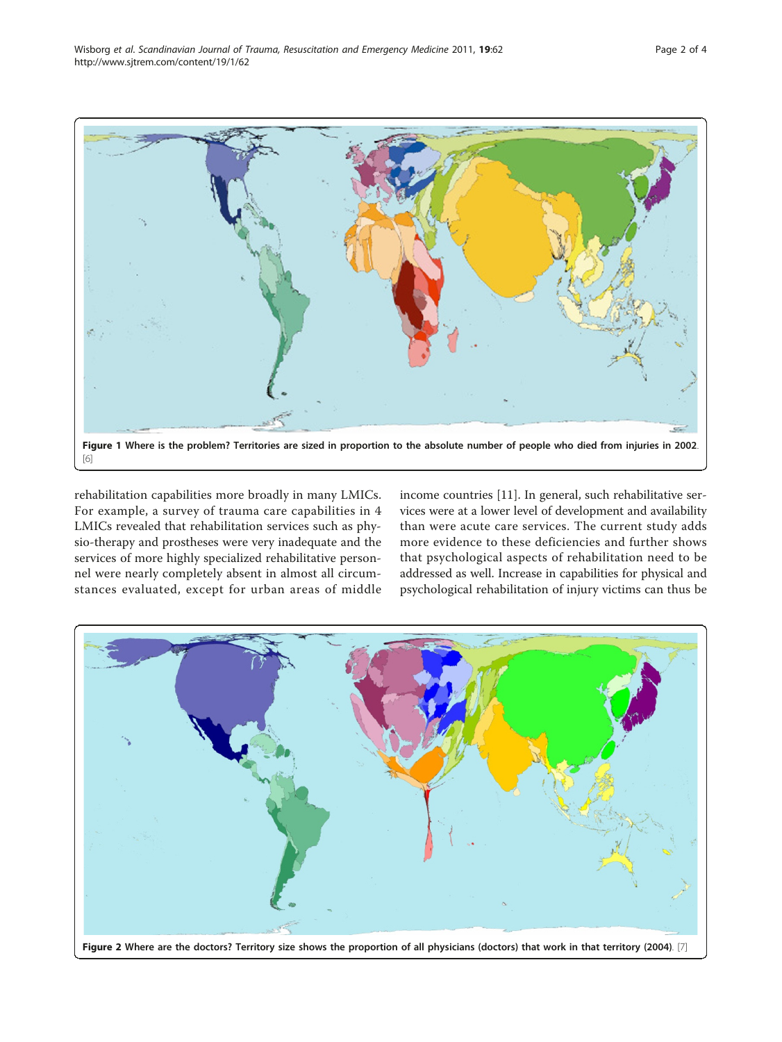Figure 1 Where is the problem? Territories are sized in proportion to the absolute number of people who died from injuries in 2002. [6]

rehabilitation capabilities more broadly in many LMICs. For example, a survey of trauma care capabilities in 4 LMICs revealed that rehabilitation services such as physio-therapy and prostheses were very inadequate and the services of more highly specialized rehabilitative personnel were nearly completely absent in almost all circumstances evaluated, except for urban areas of middle income countries [11]. In general, such rehabilitative services were at a lower level of development and availability than were acute care services. The current study adds more evidence to these deficiencies and further shows that psychological aspects of rehabilitation need to be addressed as well. Increase in capabilities for physical and psychological rehabilitation of injury victims can thus be

Figure 2 Where are the doctors? Territory size shows the proportion of all physicians (doctors) that work in that territory (2004). [7]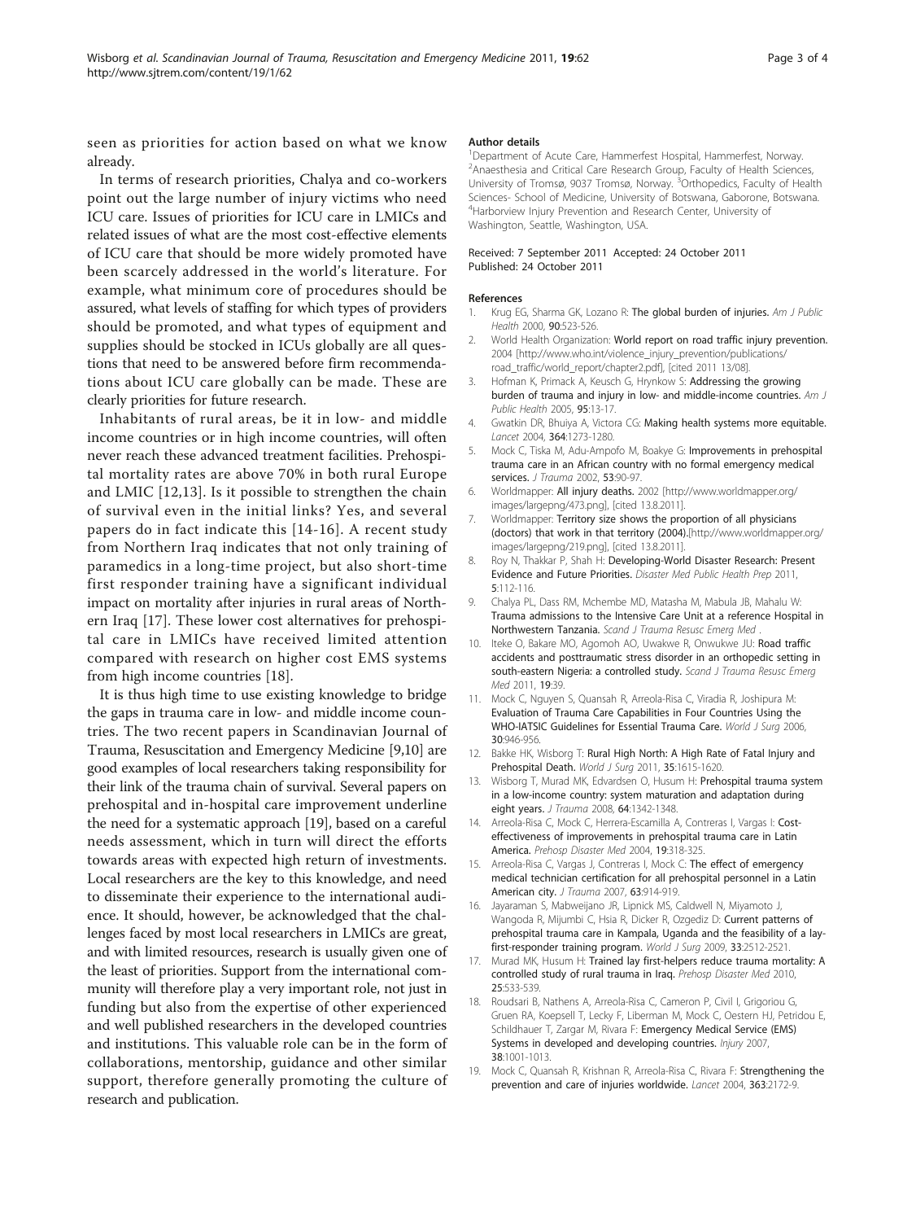seen as priorities for action based on what we know already.

In terms of research priorities, Chalya and co-workers point out the large number of injury victims who need ICU care. Issues of priorities for ICU care in LMICs and related issues of what are the most cost-effective elements of ICU care that should be more widely promoted have been scarcely addressed in the world's literature. For example, what minimum core of procedures should be assured, what levels of staffing for which types of providers should be promoted, and what types of equipment and supplies should be stocked in ICUs globally are all questions that need to be answered before firm recommendations about ICU care globally can be made. These are clearly priorities for future research.

Inhabitants of rural areas, be it in low- and middle income countries or in high income countries, will often never reach these advanced treatment facilities. Prehospital mortality rates are above 70% in both rural Europe and LMIC [12,13]. Is it possible to strengthen the chain of survival even in the initial links? Yes, and several papers do in fact indicate this [14-16]. A recent study from Northern Iraq indicates that not only training of paramedics in a long-time project, but also short-time first responder training have a significant individual impact on mortality after injuries in rural areas of Northern Iraq [17]. These lower cost alternatives for prehospital care in LMICs have received limited attention compared with research on higher cost EMS systems from high income countries [18].

It is thus high time to use existing knowledge to bridge the gaps in trauma care in low- and middle income countries. The two recent papers in Scandinavian Journal of Trauma, Resuscitation and Emergency Medicine [9,10] are good examples of local researchers taking responsibility for their link of the trauma chain of survival. Several papers on prehospital and in-hospital care improvement underline the need for a systematic approach [19], based on a careful needs assessment, which in turn will direct the efforts towards areas with expected high return of investments. Local researchers are the key to this knowledge, and need to disseminate their experience to the international audience. It should, however, be acknowledged that the challenges faced by most local researchers in LMICs are great, and with limited resources, research is usually given one of the least of priorities. Support from the international community will therefore play a very important role, not just in funding but also from the expertise of other experienced and well published researchers in the developed countries and institutions. This valuable role can be in the form of collaborations, mentorship, guidance and other similar support, therefore generally promoting the culture of research and publication.

**Author details**

[1]Department of Acute Care, Hammerfest Hospital, Hammerfest, Norway. [2]Anaesthesia and Critical Care Research Group, Faculty of Health Sciences, University of Tromsø, 9037 Tromsø, Norway. [3]Orthopedics, Faculty of Health Sciences- School of Medicine, University of Botswana, Gaborone, Botswana. [4]Harborview Injury Prevention and Research Center, University of Washington, Seattle, Washington, USA.

Received: 7 September 2011 Accepted: 24 October 2011
Published: 24 October 2011

**References**

1. Krug EG, Sharma GK, Lozano R: **The global burden of injuries.** *Am J Public Health* 2000, **90**:523-526.
2. World Health Organization: **World report on road traffic injury prevention.** 2004 [http://www.who.int/violence_injury_prevention/publications/road_traffic/world_report/chapter2.pdf], [cited 2011 13/08].
3. Hofman K, Primack A, Keusch G, Hrynkow S: **Addressing the growing burden of trauma and injury in low- and middle-income countries.** *Am J Public Health* 2005, **95**:13-17.
4. Gwatkin DR, Bhuiya A, Victora CG: **Making health systems more equitable.** *Lancet* 2004, **364**:1273-1280.
5. Mock C, Tiska M, Adu-Ampofo M, Boakye G: **Improvements in prehospital trauma care in an African country with no formal emergency medical services.** *J Trauma* 2002, **53**:90-97.
6. Worldmapper: **All injury deaths.** 2002 [http://www.worldmapper.org/images/largepng/473.png], [cited 13.8.2011].
7. Worldmapper: **Territory size shows the proportion of all physicians (doctors) that work in that territory (2004).**[http://www.worldmapper.org/images/largepng/219.png], [cited 13.8.2011].
8. Roy N, Thakkar P, Shah H: **Developing-World Disaster Research: Present Evidence and Future Priorities.** *Disaster Med Public Health Prep* 2011, **5**:112-116.
9. Chalya PL, Dass RM, Mchembe MD, Matasha M, Mabula JB, Mahalu W: **Trauma admissions to the Intensive Care Unit at a reference Hospital in Northwestern Tanzania.** *Scand J Trauma Resusc Emerg Med* .
10. Iteke O, Bakare MO, Agomoh AO, Uwakwe R, Onwukwe JU: **Road traffic accidents and posttraumatic stress disorder in an orthopedic setting in south-eastern Nigeria: a controlled study.** *Scand J Trauma Resusc Emerg Med* 2011, **19**:39.
11. Mock C, Nguyen S, Quansah R, Arreola-Risa C, Viradia R, Joshipura M: **Evaluation of Trauma Care Capabilities in Four Countries Using the WHO-IATSIC Guidelines for Essential Trauma Care.** *World J Surg* 2006, **30**:946-956.
12. Bakke HK, Wisborg T: **Rural High North: A High Rate of Fatal Injury and Prehospital Death.** *World J Surg* 2011, **35**:1615-1620.
13. Wisborg T, Murad MK, Edvardsen O, Husum H: **Prehospital trauma system in a low-income country: system maturation and adaptation during eight years.** *J Trauma* 2008, **64**:1342-1348.
14. Arreola-Risa C, Mock C, Herrera-Escamilla A, Contreras I, Vargas I: **Cost-effectiveness of improvements in prehospital trauma care in Latin America.** *Prehosp Disaster Med* 2004, **19**:318-325.
15. Arreola-Risa C, Vargas J, Contreras I, Mock C: **The effect of emergency medical technician certification for all prehospital personnel in a Latin American city.** *J Trauma* 2007, **63**:914-919.
16. Jayaraman S, Mabweijano JR, Lipnick MS, Caldwell N, Miyamoto J, Wangoda R, Mijumbi C, Hsia R, Dicker R, Ozgediz D: **Current patterns of prehospital trauma care in Kampala, Uganda and the feasibility of a lay-first-responder training program.** *World J Surg* 2009, **33**:2512-2521.
17. Murad MK, Husum H: **Trained lay first-helpers reduce trauma mortality: A controlled study of rural trauma in Iraq.** *Prehosp Disaster Med* 2010, **25**:533-539.
18. Roudsari B, Nathens A, Arreola-Risa C, Cameron P, Civil I, Grigoriou G, Gruen RA, Koepsell T, Lecky F, Liberman M, Mock C, Oestern HJ, Petridou E, Schildhauer T, Zargar M, Rivara F: **Emergency Medical Service (EMS) Systems in developed and developing countries.** *Injury* 2007, **38**:1001-1013.
19. Mock C, Quansah R, Krishnan R, Arreola-Risa C, Rivara F: **Strengthening the prevention and care of injuries worldwide.** *Lancet* 2004, **363**:2172-9.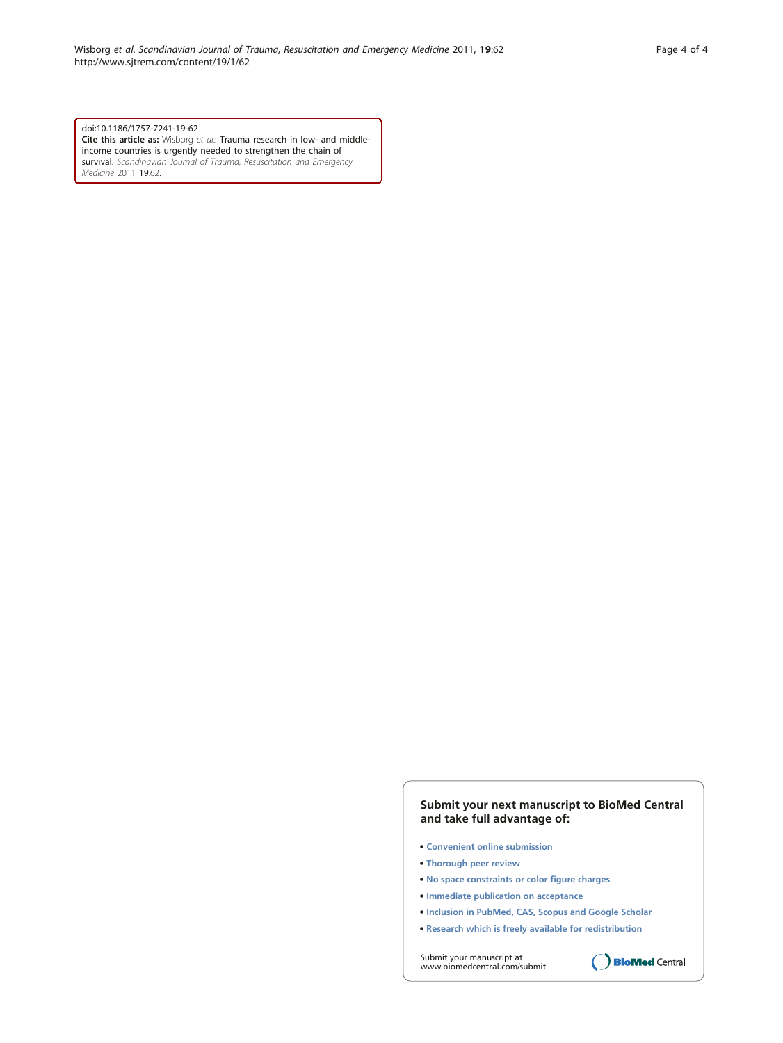doi:10.1186/1757-7241-19-62

**Cite this article as:** Wisborg *et al.*: Trauma research in low- and middle-income countries is urgently needed to strengthen the chain of survival. *Scandinavian Journal of Trauma, Resuscitation and Emergency Medicine* 2011 **19**:62.

**Submit your next manuscript to BioMed Central and take full advantage of:**

- **Convenient online submission**
- **Thorough peer review**
- **No space constraints or color figure charges**
- **Immediate publication on acceptance**
- **Inclusion in PubMed, CAS, Scopus and Google Scholar**
- **Research which is freely available for redistribution**

Submit your manuscript at
www.biomedcentral.com/submit

BioMed Central